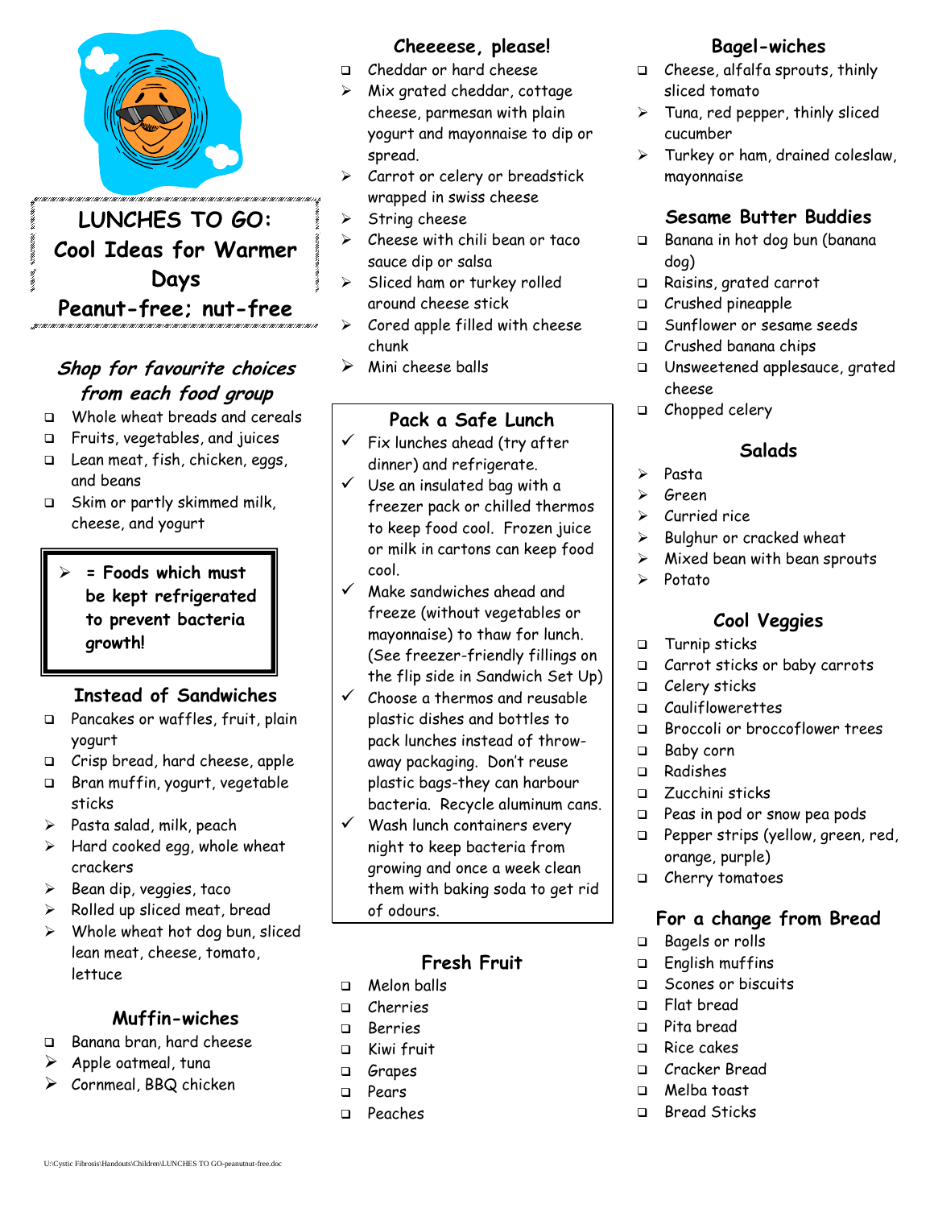# LUNCHES TO GO: Cool Ideas for Warmer Days

# Peanut-free; nut-free

### *Shop for favourite choices from each food group*

- ❑ Whole wheat breads and cereals
- ❑ Fruits, vegetables, and juices
- ❑ Lean meat, fish, chicken, eggs, and beans
- ❑ Skim or partly skimmed milk, cheese, and yogurt

> ➢ **= Foods which must be kept refrigerated to prevent bacteria growth!**

## Instead of Sandwiches

- ❑ Pancakes or waffles, fruit, plain yogurt
- ❑ Crisp bread, hard cheese, apple
- ❑ Bran muffin, yogurt, vegetable sticks
- ➢ Pasta salad, milk, peach
- ➢ Hard cooked egg, whole wheat crackers
- ➢ Bean dip, veggies, taco
- ➢ Rolled up sliced meat, bread
- ➢ Whole wheat hot dog bun, sliced lean meat, cheese, tomato, lettuce

## Muffin-wiches

- ❑ Banana bran, hard cheese
- ➢ Apple oatmeal, tuna
- ➢ Cornmeal, BBQ chicken

## Cheeeese, please!

- ❑ Cheddar or hard cheese
- ➢ Mix grated cheddar, cottage cheese, parmesan with plain yogurt and mayonnaise to dip or spread.
- ➢ Carrot or celery or breadstick wrapped in swiss cheese
- ➢ String cheese
- ➢ Cheese with chili bean or taco sauce dip or salsa
- ➢ Sliced ham or turkey rolled around cheese stick
- ➢ Cored apple filled with cheese chunk
- ➢ Mini cheese balls

## Pack a Safe Lunch

- ✓ Fix lunches ahead (try after dinner) and refrigerate.
- ✓ Use an insulated bag with a freezer pack or chilled thermos to keep food cool. Frozen juice or milk in cartons can keep food cool.
- ✓ Make sandwiches ahead and freeze (without vegetables or mayonnaise) to thaw for lunch. (See freezer-friendly fillings on the flip side in Sandwich Set Up)
- ✓ Choose a thermos and reusable plastic dishes and bottles to pack lunches instead of throw-away packaging. Don't reuse plastic bags-they can harbour bacteria. Recycle aluminum cans.
- ✓ Wash lunch containers every night to keep bacteria from growing and once a week clean them with baking soda to get rid of odours.

## Fresh Fruit

- ❑ Melon balls
- ❑ Cherries
- ❑ Berries
- ❑ Kiwi fruit
- ❑ Grapes
- ❑ Pears
- ❑ Peaches

## Bagel-wiches

- ❑ Cheese, alfalfa sprouts, thinly sliced tomato
- ➢ Tuna, red pepper, thinly sliced cucumber
- ➢ Turkey or ham, drained coleslaw, mayonnaise

## Sesame Butter Buddies

- ❑ Banana in hot dog bun (banana dog)
- ❑ Raisins, grated carrot
- ❑ Crushed pineapple
- ❑ Sunflower or sesame seeds
- ❑ Crushed banana chips
- ❑ Unsweetened applesauce, grated cheese
- ❑ Chopped celery

## Salads

- ➢ Pasta
- ➢ Green
- ➢ Curried rice
- ➢ Bulghur or cracked wheat
- ➢ Mixed bean with bean sprouts
- ➢ Potato

## Cool Veggies

- ❑ Turnip sticks
- ❑ Carrot sticks or baby carrots
- ❑ Celery sticks
- ❑ Caulifowerettes
- ❑ Broccoli or broccoflower trees
- ❑ Baby corn
- ❑ Radishes
- ❑ Zucchini sticks
- ❑ Peas in pod or snow pea pods
- ❑ Pepper strips (yellow, green, red, orange, purple)
- ❑ Cherry tomatoes

## For a change from Bread

- ❑ Bagels or rolls
- ❑ English muffins
- ❑ Scones or biscuits
- ❑ Flat bread
- ❑ Pita bread
- ❑ Rice cakes
- ❑ Cracker Bread
- ❑ Melba toast
- ❑ Bread Sticks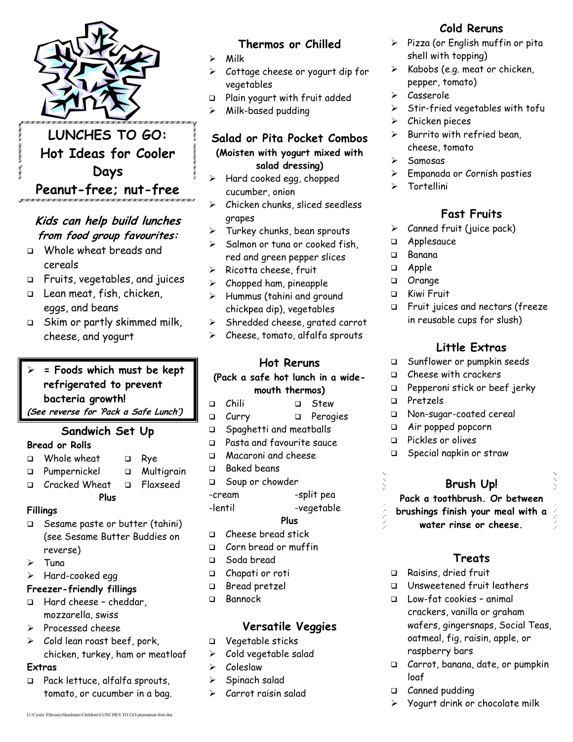# LUNCHES TO GO: Hot Ideas for Cooler Days

## Peanut-free; nut-free

### *Kids can help build lunches from food group favourites:*

- Whole wheat breads and cereals
- Fruits, vegetables, and juices
- Lean meat, fish, chicken, eggs, and beans
- Skim or partly skimmed milk, cheese, and yogurt

> ➢ **= Foods which must be kept refrigerated to prevent bacteria growth!**
> ***(See reverse for 'Pack a Safe Lunch')***

## Sandwich Set Up

**Bread or Rolls**

- Whole wheat
- Rye
- Pumpernickel
- Multigrain
- Cracked Wheat
- Flaxseed

**Plus**

**Fillings**

- Sesame paste or butter (tahini) (see Sesame Butter Buddies on reverse)
- ➢ Tuna
- ➢ Hard-cooked egg

**Freezer-friendly fillings**

- Hard cheese – cheddar, mozzarella, swiss
- ➢ Processed cheese
- ➢ Cold lean roast beef, pork, chicken, turkey, ham or meatloaf

**Extras**

- Pack lettuce, alfalfa sprouts, tomato, or cucumber in a bag.

## Thermos or Chilled

- ➢ Milk
- ➢ Cottage cheese or yogurt dip for vegetables
- Plain yogurt with fruit added
- ➢ Milk-based pudding

## Salad or Pita Pocket Combos

**(Moisten with yogurt mixed with salad dressing)**

- ➢ Hard cooked egg, chopped cucumber, onion
- ➢ Chicken chunks, sliced seedless grapes
- ➢ Turkey chunks, bean sprouts
- ➢ Salmon or tuna or cooked fish, red and green pepper slices
- ➢ Ricotta cheese, fruit
- ➢ Chopped ham, pineapple
- ➢ Hummus (tahini and ground chickpea dip), vegetables
- ➢ Shredded cheese, grated carrot
- ➢ Cheese, tomato, alfalfa sprouts

## Hot Reruns

**(Pack a safe hot lunch in a wide-mouth thermos)**

- Chili
- Stew
- Curry
- Perogies
- Spaghetti and meatballs
- Pasta and favourite sauce
- Macaroni and cheese
- Baked beans
- Soup or chowder

-cream -split pea
-lentil -vegetable

**Plus**

- Cheese bread stick
- Corn bread or muffin
- Soda bread
- Chapati or roti
- Bread pretzel
- Bannock

## Versatile Veggies

- Vegetable sticks
- ➢ Cold vegetable salad
- ➢ Coleslaw
- ➢ Spinach salad
- ➢ Carrot raisin salad

## Cold Reruns

- ➢ Pizza (or English muffin or pita shell with topping)
- ➢ Kabobs (e.g. meat or chicken, pepper, tomato)
- ➢ Casserole
- ➢ Stir-fried vegetables with tofu
- ➢ Chicken pieces
- ➢ Burrito with refried bean, cheese, tomato
- ➢ Samosas
- ➢ Empanada or Cornish pasties
- ➢ Tortellini

## Fast Fruits

- ➢ Canned fruit (juice pack)
- Applesauce
- Banana
- Apple
- Orange
- Kiwi Fruit
- Fruit juices and nectars (freeze in reusable cups for slush)

## Little Extras

- Sunflower or pumpkin seeds
- Cheese with crackers
- Pepperoni stick or beef jerky
- Pretzels
- Non-sugar-coated cereal
- Air popped popcorn
- Pickles or olives
- Special napkin or straw

## Brush Up!

**Pack a toothbrush. Or between brushings finish your meal with a water rinse or cheese.**

## Treats

- Raisins, dried fruit
- Unsweetened fruit leathers
- Low-fat cookies – animal crackers, vanilla or graham wafers, gingersnaps, Social Teas, oatmeal, fig, raisin, apple, or raspberry bars
- Carrot, banana, date, or pumpkin loaf
- Canned pudding
- ➢ Yogurt drink or chocolate milk

U:\Cystic Fibrosis\Handouts\Children\LUNCHES TO GO-peanutnut-free.doc